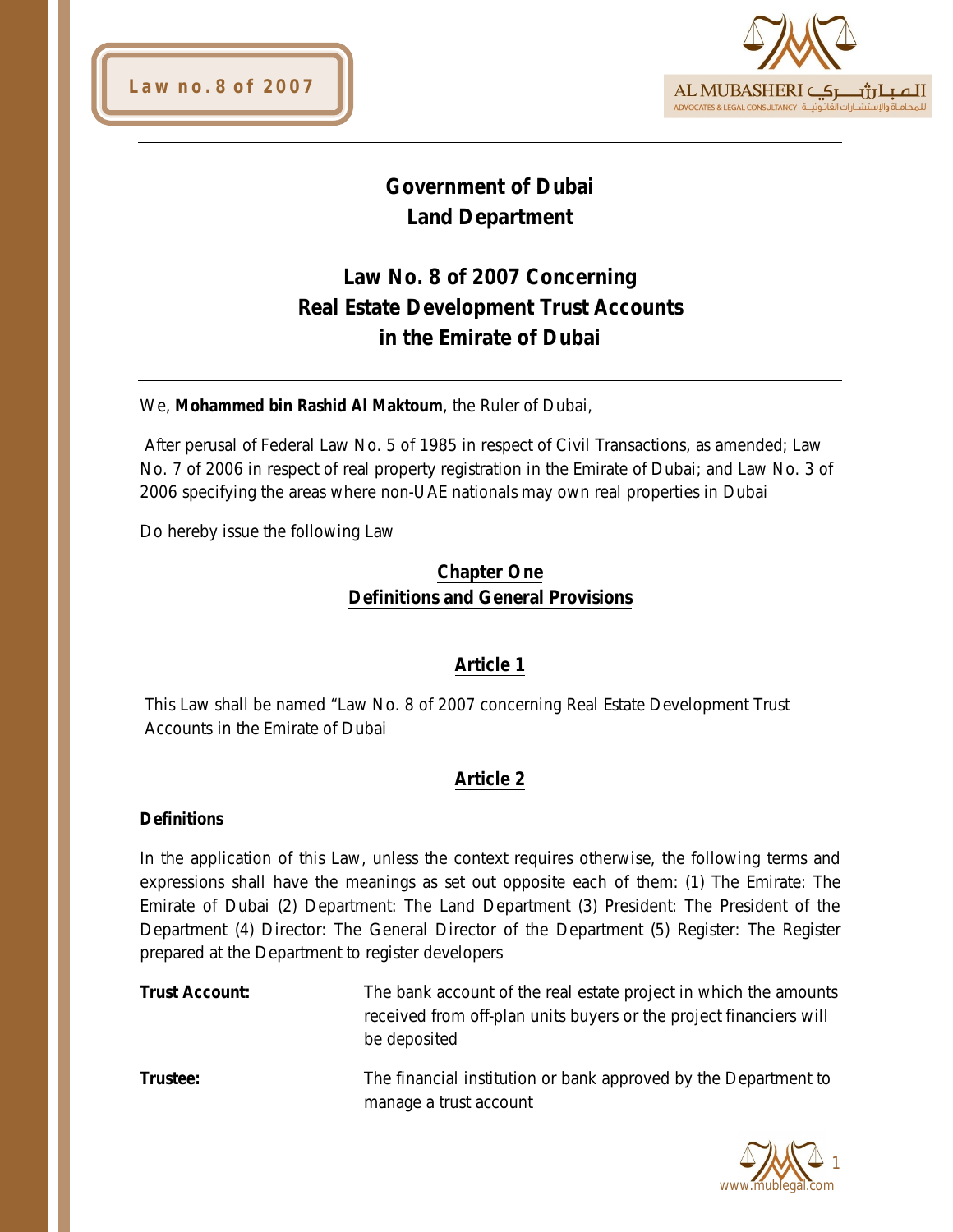# Government of Dubai
# Land Department

## Law No. 8 of 2007 Concerning Real Estate Development Trust Accounts in the Emirate of Dubai

We, **Mohammed bin Rashid Al Maktoum**, the Ruler of Dubai,

After perusal of Federal Law No. 5 of 1985 in respect of Civil Transactions, as amended; Law No. 7 of 2006 in respect of real property registration in the Emirate of Dubai; and Law No. 3 of 2006 specifying the areas where non-UAE nationals may own real properties in Dubai

Do hereby issue the following Law

### Chapter One
### Definitions and General Provisions

### Article 1

This Law shall be named "Law No. 8 of 2007 concerning Real Estate Development Trust Accounts in the Emirate of Dubai

### Article 2

**Definitions**

In the application of this Law, unless the context requires otherwise, the following terms and expressions shall have the meanings as set out opposite each of them: (1) The Emirate: The Emirate of Dubai (2) Department: The Land Department (3) President: The President of the Department (4) Director: The General Director of the Department (5) Register: The Register prepared at the Department to register developers

**Trust Account:** The bank account of the real estate project in which the amounts received from off-plan units buyers or the project financiers will be deposited

**Trustee:** The financial institution or bank approved by the Department to manage a trust account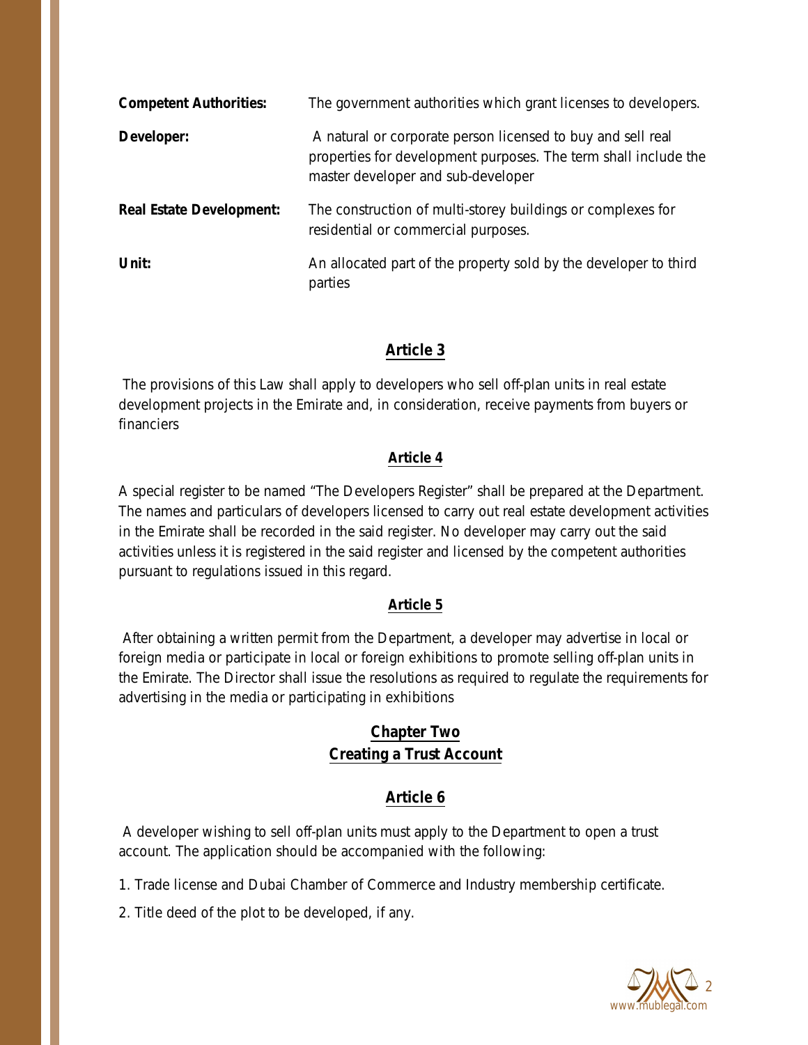| | |
|---|---|
| **Competent Authorities:** | The government authorities which grant licenses to developers. |
| **Developer:** | A natural or corporate person licensed to buy and sell real properties for development purposes. The term shall include the master developer and sub-developer |
| **Real Estate Development:** | The construction of multi-storey buildings or complexes for residential or commercial purposes. |
| **Unit:** | An allocated part of the property sold by the developer to third parties |

## Article 3

The provisions of this Law shall apply to developers who sell off-plan units in real estate development projects in the Emirate and, in consideration, receive payments from buyers or financiers

## Article 4

A special register to be named "The Developers Register" shall be prepared at the Department. The names and particulars of developers licensed to carry out real estate development activities in the Emirate shall be recorded in the said register. No developer may carry out the said activities unless it is registered in the said register and licensed by the competent authorities pursuant to regulations issued in this regard.

## Article 5

After obtaining a written permit from the Department, a developer may advertise in local or foreign media or participate in local or foreign exhibitions to promote selling off-plan units in the Emirate. The Director shall issue the resolutions as required to regulate the requirements for advertising in the media or participating in exhibitions

# Chapter Two
# Creating a Trust Account

## Article 6

A developer wishing to sell off-plan units must apply to the Department to open a trust account. The application should be accompanied with the following:

1. Trade license and Dubai Chamber of Commerce and Industry membership certificate.
2. Title deed of the plot to be developed, if any.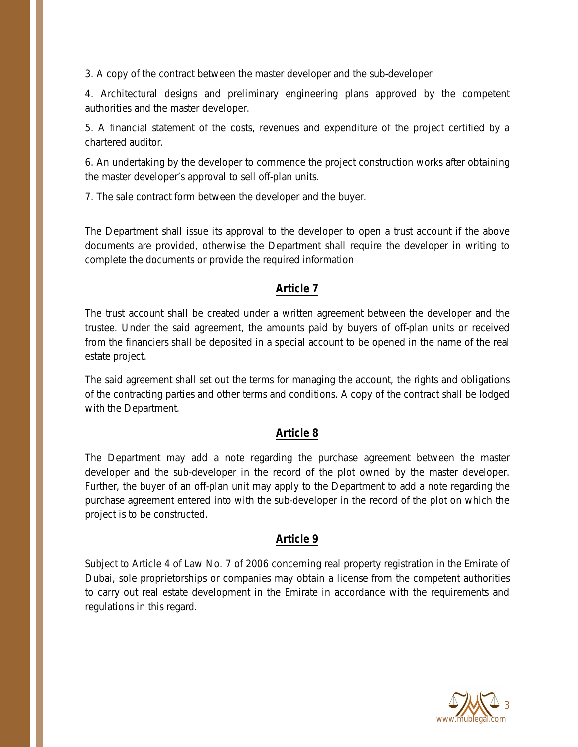3. A copy of the contract between the master developer and the sub-developer

4. Architectural designs and preliminary engineering plans approved by the competent authorities and the master developer.

5. A financial statement of the costs, revenues and expenditure of the project certified by a chartered auditor.

6. An undertaking by the developer to commence the project construction works after obtaining the master developer's approval to sell off-plan units.

7. The sale contract form between the developer and the buyer.

The Department shall issue its approval to the developer to open a trust account if the above documents are provided, otherwise the Department shall require the developer in writing to complete the documents or provide the required information

## Article 7

The trust account shall be created under a written agreement between the developer and the trustee. Under the said agreement, the amounts paid by buyers of off-plan units or received from the financiers shall be deposited in a special account to be opened in the name of the real estate project.

The said agreement shall set out the terms for managing the account, the rights and obligations of the contracting parties and other terms and conditions. A copy of the contract shall be lodged with the Department.

## Article 8

The Department may add a note regarding the purchase agreement between the master developer and the sub-developer in the record of the plot owned by the master developer. Further, the buyer of an off-plan unit may apply to the Department to add a note regarding the purchase agreement entered into with the sub-developer in the record of the plot on which the project is to be constructed.

## Article 9

Subject to Article 4 of Law No. 7 of 2006 concerning real property registration in the Emirate of Dubai, sole proprietorships or companies may obtain a license from the competent authorities to carry out real estate development in the Emirate in accordance with the requirements and regulations in this regard.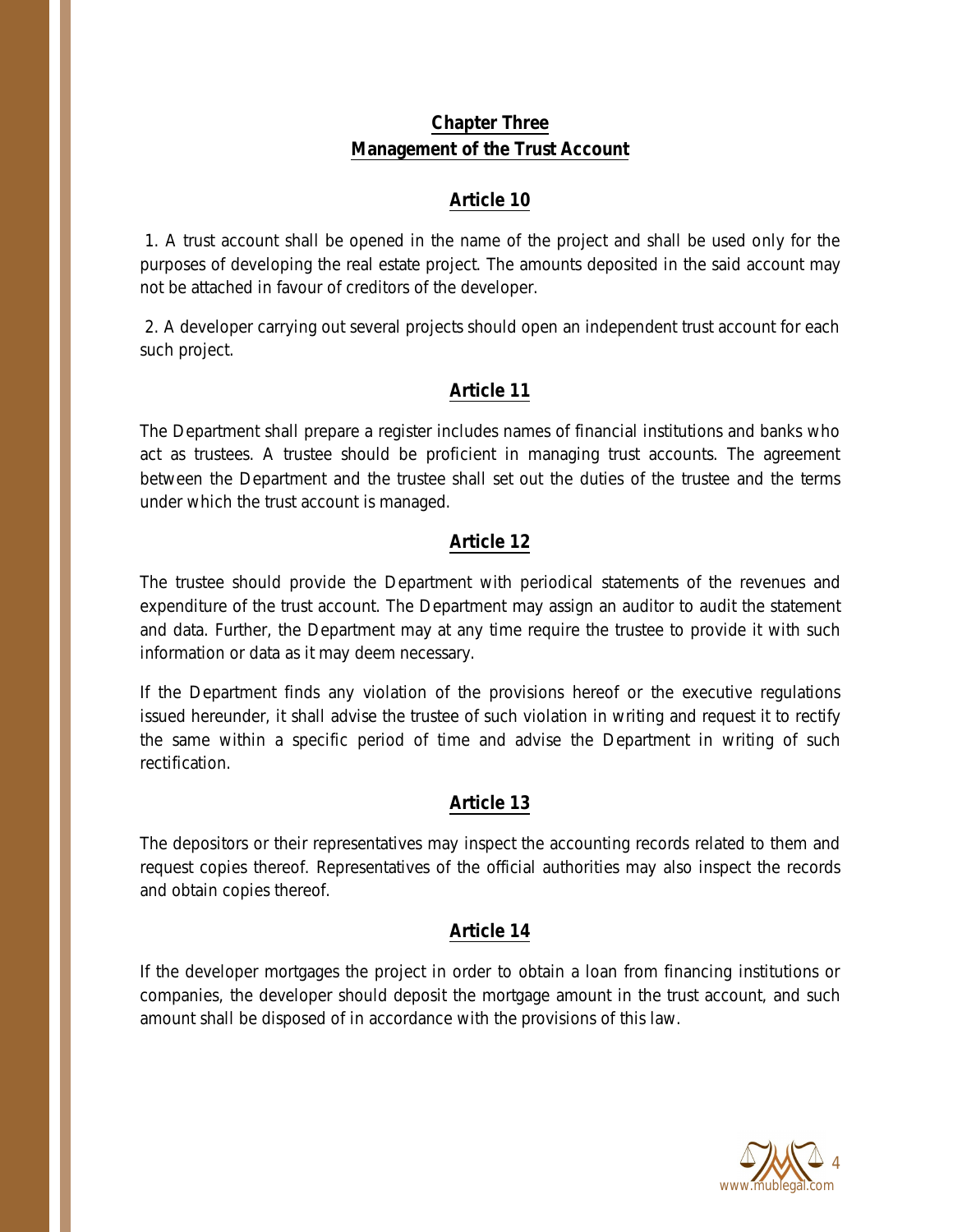## Chapter Three
## Management of the Trust Account

### Article 10

1. A trust account shall be opened in the name of the project and shall be used only for the purposes of developing the real estate project. The amounts deposited in the said account may not be attached in favour of creditors of the developer.

2. A developer carrying out several projects should open an independent trust account for each such project.

### Article 11

The Department shall prepare a register includes names of financial institutions and banks who act as trustees. A trustee should be proficient in managing trust accounts. The agreement between the Department and the trustee shall set out the duties of the trustee and the terms under which the trust account is managed.

### Article 12

The trustee should provide the Department with periodical statements of the revenues and expenditure of the trust account. The Department may assign an auditor to audit the statement and data. Further, the Department may at any time require the trustee to provide it with such information or data as it may deem necessary.

If the Department finds any violation of the provisions hereof or the executive regulations issued hereunder, it shall advise the trustee of such violation in writing and request it to rectify the same within a specific period of time and advise the Department in writing of such rectification.

### Article 13

The depositors or their representatives may inspect the accounting records related to them and request copies thereof. Representatives of the official authorities may also inspect the records and obtain copies thereof.

### Article 14

If the developer mortgages the project in order to obtain a loan from financing institutions or companies, the developer should deposit the mortgage amount in the trust account, and such amount shall be disposed of in accordance with the provisions of this law.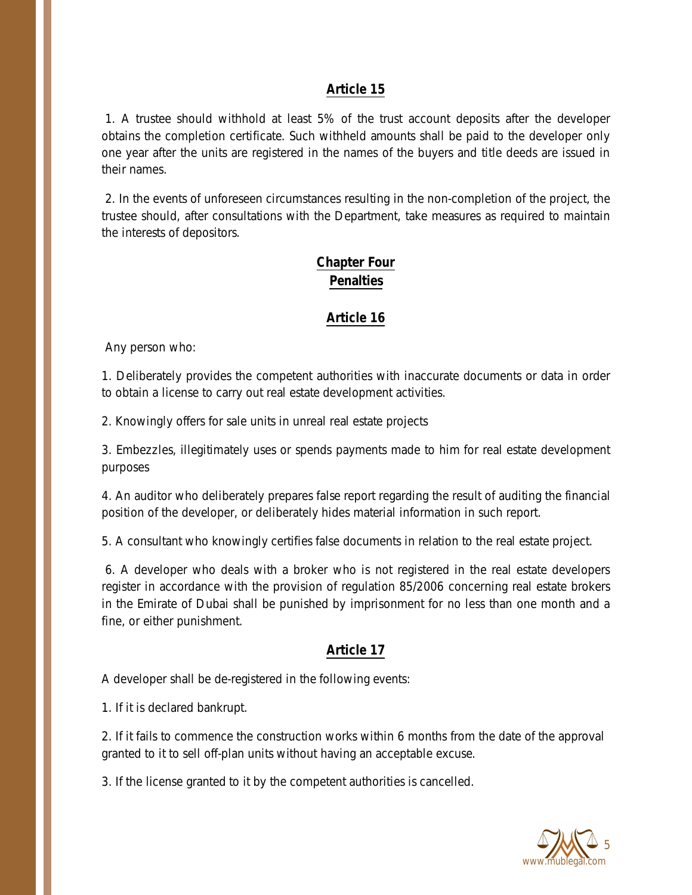## Article 15

1. A trustee should withhold at least 5% of the trust account deposits after the developer obtains the completion certificate. Such withheld amounts shall be paid to the developer only one year after the units are registered in the names of the buyers and title deeds are issued in their names.

2. In the events of unforeseen circumstances resulting in the non-completion of the project, the trustee should, after consultations with the Department, take measures as required to maintain the interests of depositors.

# Chapter Four
# Penalties

## Article 16

Any person who:

1. Deliberately provides the competent authorities with inaccurate documents or data in order to obtain a license to carry out real estate development activities.

2. Knowingly offers for sale units in unreal real estate projects

3. Embezzles, illegitimately uses or spends payments made to him for real estate development purposes

4. An auditor who deliberately prepares false report regarding the result of auditing the financial position of the developer, or deliberately hides material information in such report.

5. A consultant who knowingly certifies false documents in relation to the real estate project.

6. A developer who deals with a broker who is not registered in the real estate developers register in accordance with the provision of regulation 85/2006 concerning real estate brokers in the Emirate of Dubai shall be punished by imprisonment for no less than one month and a fine, or either punishment.

## Article 17

A developer shall be de-registered in the following events:

1. If it is declared bankrupt.

2. If it fails to commence the construction works within 6 months from the date of the approval granted to it to sell off-plan units without having an acceptable excuse.

3. If the license granted to it by the competent authorities is cancelled.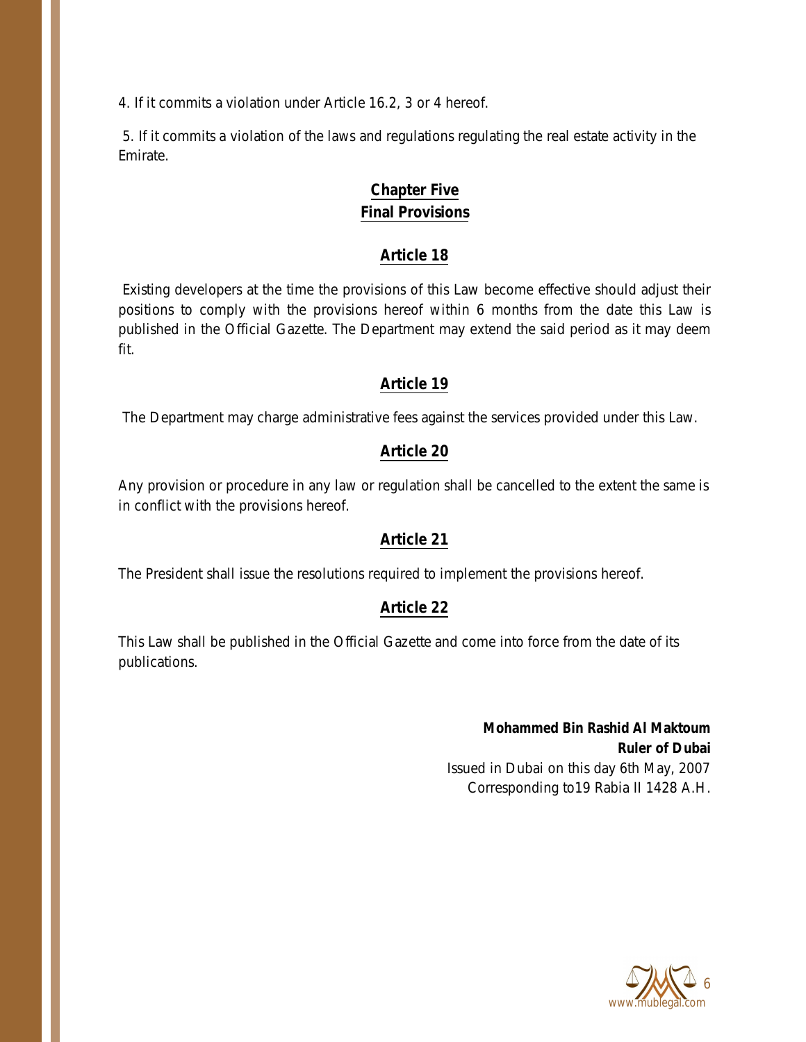4. If it commits a violation under Article 16.2, 3 or 4 hereof.

5. If it commits a violation of the laws and regulations regulating the real estate activity in the Emirate.

## Chapter Five
## Final Provisions

### Article 18

Existing developers at the time the provisions of this Law become effective should adjust their positions to comply with the provisions hereof within 6 months from the date this Law is published in the Official Gazette. The Department may extend the said period as it may deem fit.

### Article 19

The Department may charge administrative fees against the services provided under this Law.

### Article 20

Any provision or procedure in any law or regulation shall be cancelled to the extent the same is in conflict with the provisions hereof.

### Article 21

The President shall issue the resolutions required to implement the provisions hereof.

### Article 22

This Law shall be published in the Official Gazette and come into force from the date of its publications.

**Mohammed Bin Rashid Al Maktoum**
**Ruler of Dubai**
Issued in Dubai on this day 6th May, 2007
Corresponding to19 Rabia II 1428 A.H.